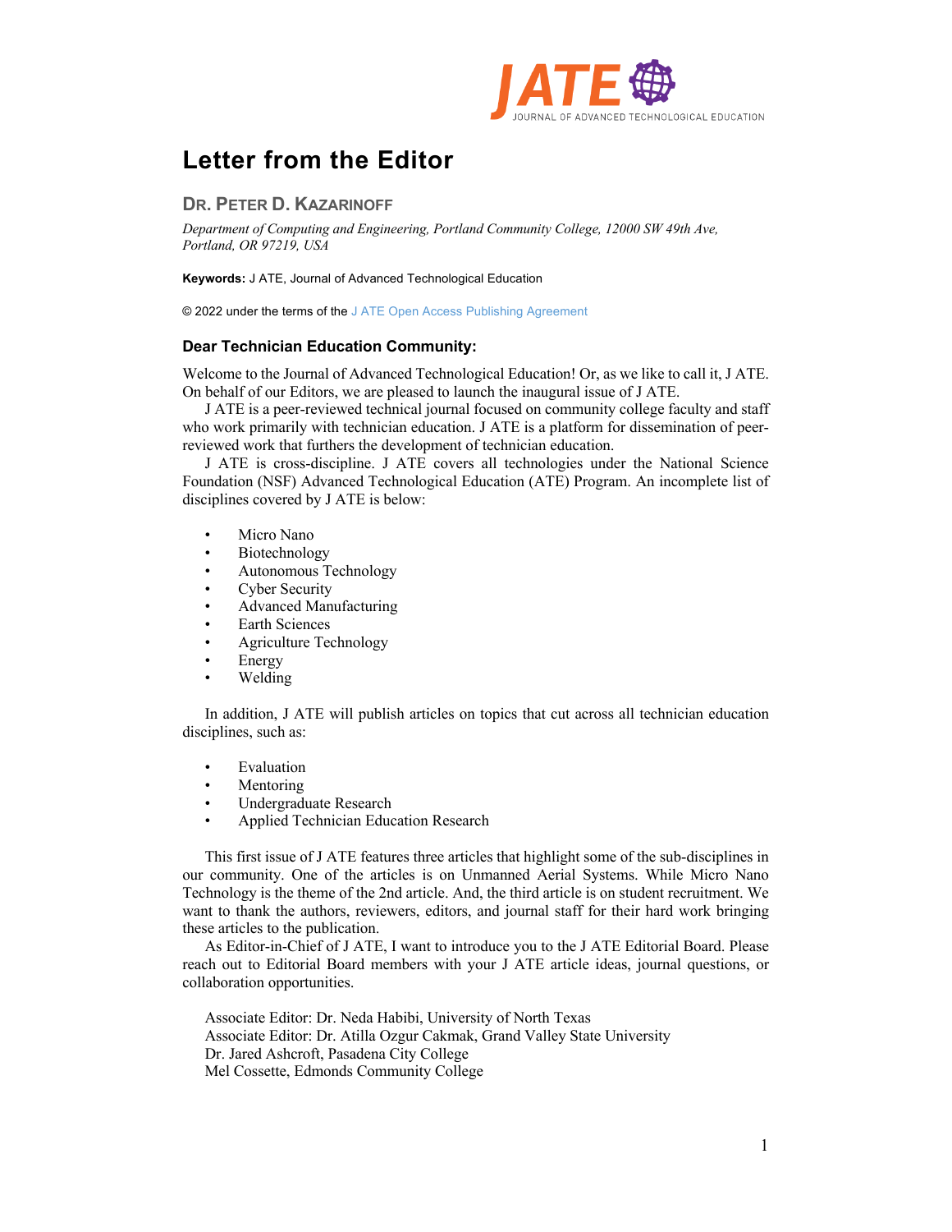# Letter from the Editor

## Dr. Peter D. Kazarinoff

*Department of Computing and Engineering, Portland Community College, 12000 SW 49th Ave, Portland, OR 97219, USA*

**Keywords:** J ATE, Journal of Advanced Technological Education

© 2022 under the terms of the J ATE Open Access Publishing Agreement

### Dear Technician Education Community:

Welcome to the Journal of Advanced Technological Education! Or, as we like to call it, J ATE. On behalf of our Editors, we are pleased to launch the inaugural issue of J ATE.

J ATE is a peer-reviewed technical journal focused on community college faculty and staff who work primarily with technician education. J ATE is a platform for dissemination of peer-reviewed work that furthers the development of technician education.

J ATE is cross-discipline. J ATE covers all technologies under the National Science Foundation (NSF) Advanced Technological Education (ATE) Program. An incomplete list of disciplines covered by J ATE is below:

- Micro Nano
- Biotechnology
- Autonomous Technology
- Cyber Security
- Advanced Manufacturing
- Earth Sciences
- Agriculture Technology
- Energy
- Welding

In addition, J ATE will publish articles on topics that cut across all technician education disciplines, such as:

- Evaluation
- Mentoring
- Undergraduate Research
- Applied Technician Education Research

This first issue of J ATE features three articles that highlight some of the sub-disciplines in our community. One of the articles is on Unmanned Aerial Systems. While Micro Nano Technology is the theme of the 2nd article. And, the third article is on student recruitment. We want to thank the authors, reviewers, editors, and journal staff for their hard work bringing these articles to the publication.

As Editor-in-Chief of J ATE, I want to introduce you to the J ATE Editorial Board. Please reach out to Editorial Board members with your J ATE article ideas, journal questions, or collaboration opportunities.

Associate Editor: Dr. Neda Habibi, University of North Texas
Associate Editor: Dr. Atilla Ozgur Cakmak, Grand Valley State University
Dr. Jared Ashcroft, Pasadena City College
Mel Cossette, Edmonds Community College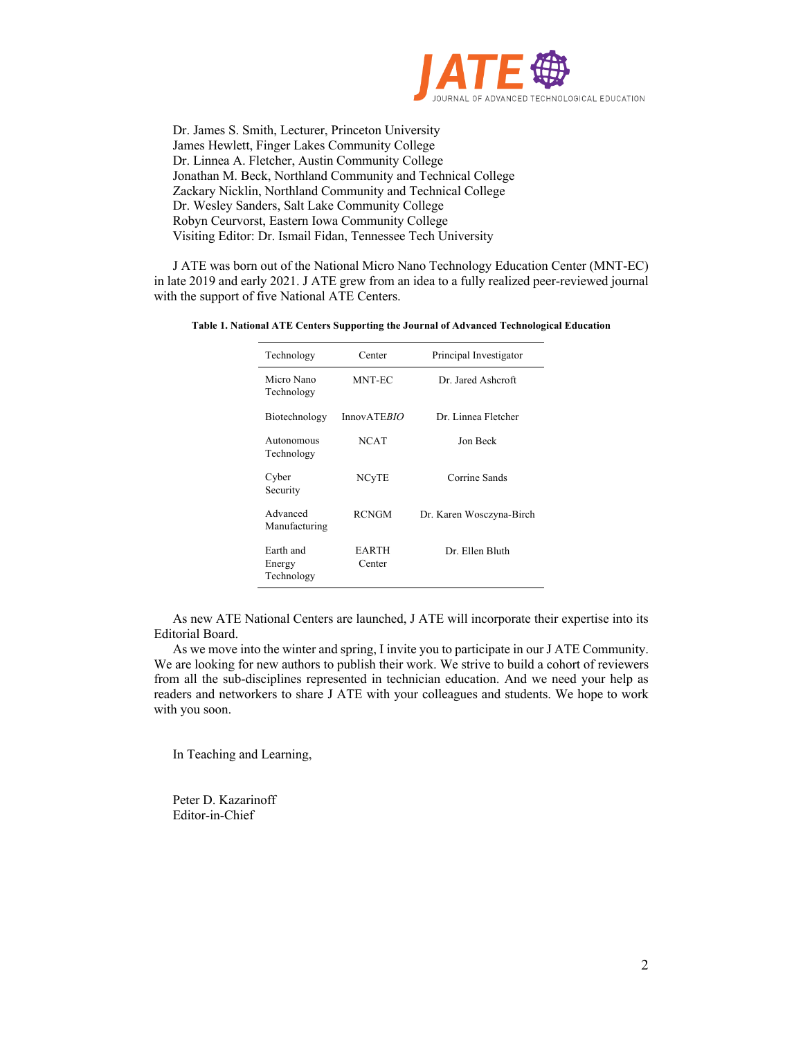Dr. James S. Smith, Lecturer, Princeton University
James Hewlett, Finger Lakes Community College
Dr. Linnea A. Fletcher, Austin Community College
Jonathan M. Beck, Northland Community and Technical College
Zackary Nicklin, Northland Community and Technical College
Dr. Wesley Sanders, Salt Lake Community College
Robyn Ceurvorst, Eastern Iowa Community College
Visiting Editor: Dr. Ismail Fidan, Tennessee Tech University

J ATE was born out of the National Micro Nano Technology Education Center (MNT-EC) in late 2019 and early 2021. J ATE grew from an idea to a fully realized peer-reviewed journal with the support of five National ATE Centers.

**Table 1. National ATE Centers Supporting the Journal of Advanced Technological Education**

| Technology | Center | Principal Investigator |
| --- | --- | --- |
| Micro Nano Technology | MNT-EC | Dr. Jared Ashcroft |
| Biotechnology | InnovATE*BIO* | Dr. Linnea Fletcher |
| Autonomous Technology | NCAT | Jon Beck |
| Cyber Security | NCyTE | Corrine Sands |
| Advanced Manufacturing | RCNGM | Dr. Karen Wosczyna-Birch |
| Earth and Energy Technology | EARTH Center | Dr. Ellen Bluth |

As new ATE National Centers are launched, J ATE will incorporate their expertise into its Editorial Board.

As we move into the winter and spring, I invite you to participate in our J ATE Community. We are looking for new authors to publish their work. We strive to build a cohort of reviewers from all the sub-disciplines represented in technician education. And we need your help as readers and networkers to share J ATE with your colleagues and students. We hope to work with you soon.

In Teaching and Learning,

Peter D. Kazarinoff
Editor-in-Chief